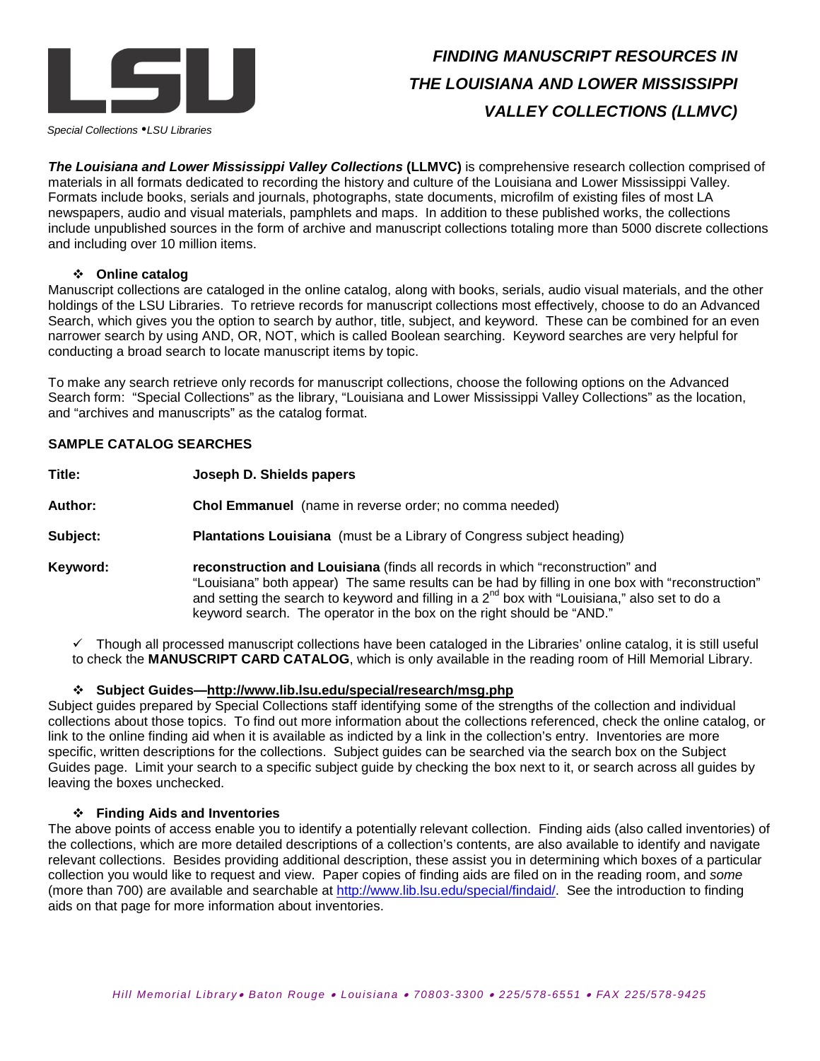# FINDING MANUSCRIPT RESOURCES IN THE LOUISIANA AND LOWER MISSISSIPPI VALLEY COLLECTIONS (LLMVC)

*Special Collections • LSU Libraries*

***The Louisiana and Lower Mississippi Valley Collections*** **(LLMVC)** is comprehensive research collection comprised of materials in all formats dedicated to recording the history and culture of the Louisiana and Lower Mississippi Valley. Formats include books, serials and journals, photographs, state documents, microfilm of existing files of most LA newspapers, audio and visual materials, pamphlets and maps. In addition to these published works, the collections include unpublished sources in the form of archive and manuscript collections totaling more than 5000 discrete collections and including over 10 million items.

## ❖ Online catalog

Manuscript collections are cataloged in the online catalog, along with books, serials, audio visual materials, and the other holdings of the LSU Libraries. To retrieve records for manuscript collections most effectively, choose to do an Advanced Search, which gives you the option to search by author, title, subject, and keyword. These can be combined for an even narrower search by using AND, OR, NOT, which is called Boolean searching. Keyword searches are very helpful for conducting a broad search to locate manuscript items by topic.

To make any search retrieve only records for manuscript collections, choose the following options on the Advanced Search form: "Special Collections" as the library, "Louisiana and Lower Mississippi Valley Collections" as the location, and "archives and manuscripts" as the catalog format.

### SAMPLE CATALOG SEARCHES

**Title:** **Joseph D. Shields papers**

**Author:** **Chol Emmanuel** (name in reverse order; no comma needed)

**Subject:** **Plantations Louisiana** (must be a Library of Congress subject heading)

**Keyword:** **reconstruction and Louisiana** (finds all records in which "reconstruction" and "Louisiana" both appear) The same results can be had by filling in one box with "reconstruction" and setting the search to keyword and filling in a 2nd box with "Louisiana," also set to do a keyword search. The operator in the box on the right should be "AND."

✓ Though all processed manuscript collections have been cataloged in the Libraries' online catalog, it is still useful to check the **MANUSCRIPT CARD CATALOG**, which is only available in the reading room of Hill Memorial Library.

## ❖ Subject Guides—http://www.lib.lsu.edu/special/research/msg.php

Subject guides prepared by Special Collections staff identifying some of the strengths of the collection and individual collections about those topics. To find out more information about the collections referenced, check the online catalog, or link to the online finding aid when it is available as indicted by a link in the collection's entry. Inventories are more specific, written descriptions for the collections. Subject guides can be searched via the search box on the Subject Guides page. Limit your search to a specific subject guide by checking the box next to it, or search across all guides by leaving the boxes unchecked.

## ❖ Finding Aids and Inventories

The above points of access enable you to identify a potentially relevant collection. Finding aids (also called inventories) of the collections, which are more detailed descriptions of a collection's contents, are also available to identify and navigate relevant collections. Besides providing additional description, these assist you in determining which boxes of a particular collection you would like to request and view. Paper copies of finding aids are filed on in the reading room, and *some* (more than 700) are available and searchable at http://www.lib.lsu.edu/special/findaid/. See the introduction to finding aids on that page for more information about inventories.

*Hill Memorial Library • Baton Rouge • Louisiana • 70803-3300 • 225/578-6551 • FAX 225/578-9425*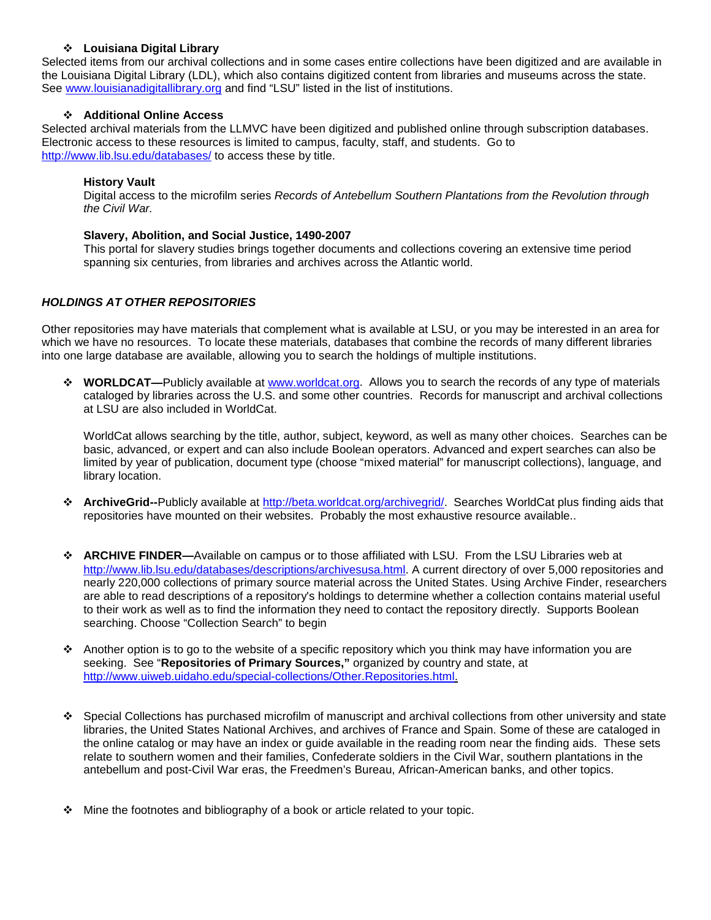- **Louisiana Digital Library**

Selected items from our archival collections and in some cases entire collections have been digitized and are available in the Louisiana Digital Library (LDL), which also contains digitized content from libraries and museums across the state. See www.louisianadigitallibrary.org and find "LSU" listed in the list of institutions.

- **Additional Online Access**

Selected archival materials from the LLMVC have been digitized and published online through subscription databases. Electronic access to these resources is limited to campus, faculty, staff, and students. Go to http://www.lib.lsu.edu/databases/ to access these by title.

**History Vault**
Digital access to the microfilm series *Records of Antebellum Southern Plantations from the Revolution through the Civil War.*

**Slavery, Abolition, and Social Justice, 1490-2007**
This portal for slavery studies brings together documents and collections covering an extensive time period spanning six centuries, from libraries and archives across the Atlantic world.

### *HOLDINGS AT OTHER REPOSITORIES*

Other repositories may have materials that complement what is available at LSU, or you may be interested in an area for which we have no resources. To locate these materials, databases that combine the records of many different libraries into one large database are available, allowing you to search the holdings of multiple institutions.

- **WORLDCAT—**Publicly available at www.worldcat.org. Allows you to search the records of any type of materials cataloged by libraries across the U.S. and some other countries. Records for manuscript and archival collections at LSU are also included in WorldCat.

  WorldCat allows searching by the title, author, subject, keyword, as well as many other choices. Searches can be basic, advanced, or expert and can also include Boolean operators. Advanced and expert searches can also be limited by year of publication, document type (choose "mixed material" for manuscript collections), language, and library location.

- **ArchiveGrid--**Publicly available at http://beta.worldcat.org/archivegrid/. Searches WorldCat plus finding aids that repositories have mounted on their websites. Probably the most exhaustive resource available..

- **ARCHIVE FINDER—**Available on campus or to those affiliated with LSU. From the LSU Libraries web at http://www.lib.lsu.edu/databases/descriptions/archivesusa.html. A current directory of over 5,000 repositories and nearly 220,000 collections of primary source material across the United States. Using Archive Finder, researchers are able to read descriptions of a repository's holdings to determine whether a collection contains material useful to their work as well as to find the information they need to contact the repository directly. Supports Boolean searching. Choose "Collection Search" to begin

- Another option is to go to the website of a specific repository which you think may have information you are seeking. See "**Repositories of Primary Sources,"** organized by country and state, at http://www.uiweb.uidaho.edu/special-collections/Other.Repositories.html.

- Special Collections has purchased microfilm of manuscript and archival collections from other university and state libraries, the United States National Archives, and archives of France and Spain. Some of these are cataloged in the online catalog or may have an index or guide available in the reading room near the finding aids. These sets relate to southern women and their families, Confederate soldiers in the Civil War, southern plantations in the antebellum and post-Civil War eras, the Freedmen's Bureau, African-American banks, and other topics.

- Mine the footnotes and bibliography of a book or article related to your topic.